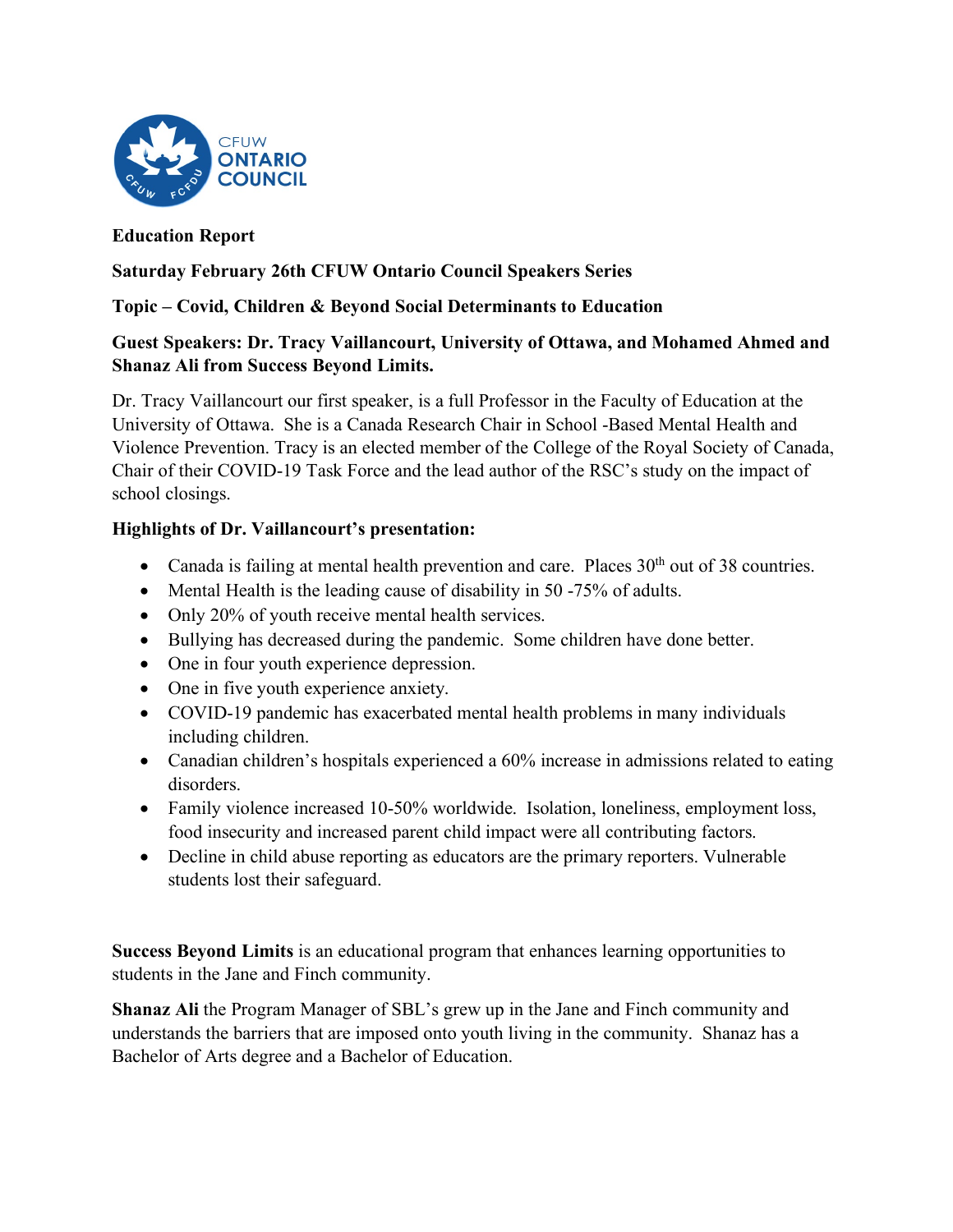**Education Report**

**Saturday February 26th CFUW Ontario Council Speakers Series**

**Topic – Covid, Children & Beyond Social Determinants to Education**

**Guest Speakers: Dr. Tracy Vaillancourt, University of Ottawa, and Mohamed Ahmed and Shanaz Ali from Success Beyond Limits.**

Dr. Tracy Vaillancourt our first speaker, is a full Professor in the Faculty of Education at the University of Ottawa. She is a Canada Research Chair in School -Based Mental Health and Violence Prevention. Tracy is an elected member of the College of the Royal Society of Canada, Chair of their COVID-19 Task Force and the lead author of the RSC's study on the impact of school closings.

**Highlights of Dr. Vaillancourt's presentation:**

- Canada is failing at mental health prevention and care. Places 30th out of 38 countries.
- Mental Health is the leading cause of disability in 50 -75% of adults.
- Only 20% of youth receive mental health services.
- Bullying has decreased during the pandemic. Some children have done better.
- One in four youth experience depression.
- One in five youth experience anxiety.
- COVID-19 pandemic has exacerbated mental health problems in many individuals including children.
- Canadian children's hospitals experienced a 60% increase in admissions related to eating disorders.
- Family violence increased 10-50% worldwide. Isolation, loneliness, employment loss, food insecurity and increased parent child impact were all contributing factors.
- Decline in child abuse reporting as educators are the primary reporters. Vulnerable students lost their safeguard.

**Success Beyond Limits** is an educational program that enhances learning opportunities to students in the Jane and Finch community.

**Shanaz Ali** the Program Manager of SBL's grew up in the Jane and Finch community and understands the barriers that are imposed onto youth living in the community. Shanaz has a Bachelor of Arts degree and a Bachelor of Education.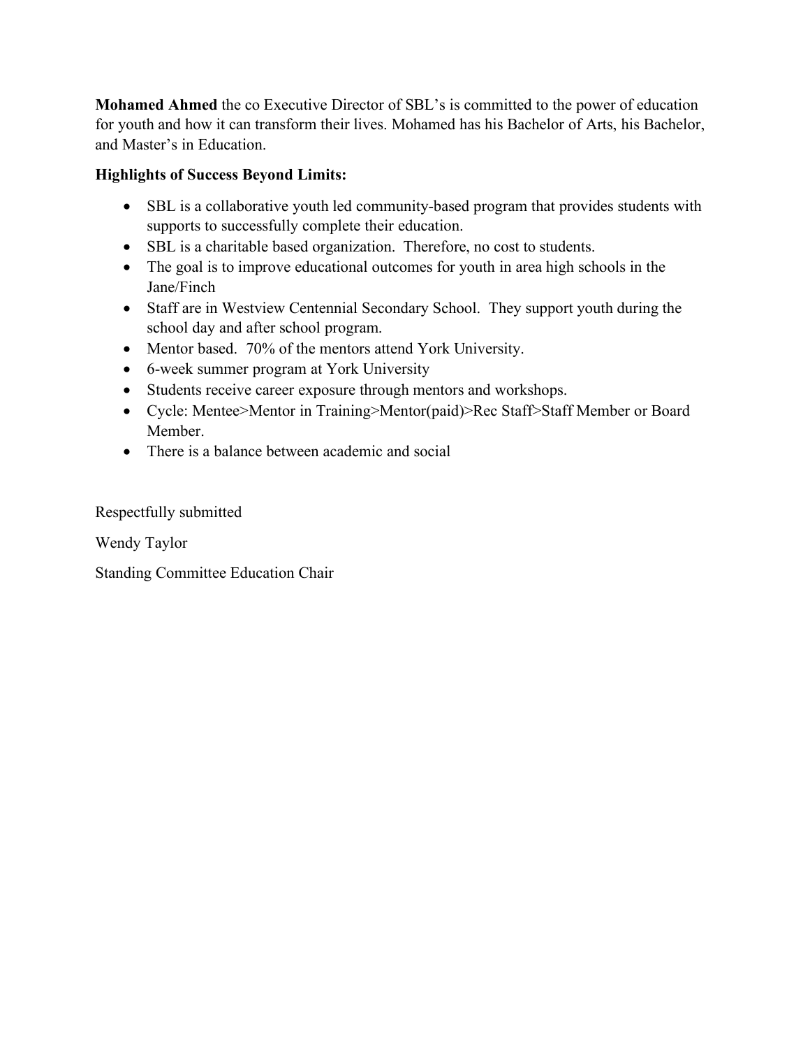**Mohamed Ahmed** the co Executive Director of SBL's is committed to the power of education for youth and how it can transform their lives. Mohamed has his Bachelor of Arts, his Bachelor, and Master's in Education.

**Highlights of Success Beyond Limits:**

- SBL is a collaborative youth led community-based program that provides students with supports to successfully complete their education.
- SBL is a charitable based organization. Therefore, no cost to students.
- The goal is to improve educational outcomes for youth in area high schools in the Jane/Finch
- Staff are in Westview Centennial Secondary School. They support youth during the school day and after school program.
- Mentor based. 70% of the mentors attend York University.
- 6-week summer program at York University
- Students receive career exposure through mentors and workshops.
- Cycle: Mentee>Mentor in Training>Mentor(paid)>Rec Staff>Staff Member or Board Member.
- There is a balance between academic and social

Respectfully submitted

Wendy Taylor

Standing Committee Education Chair